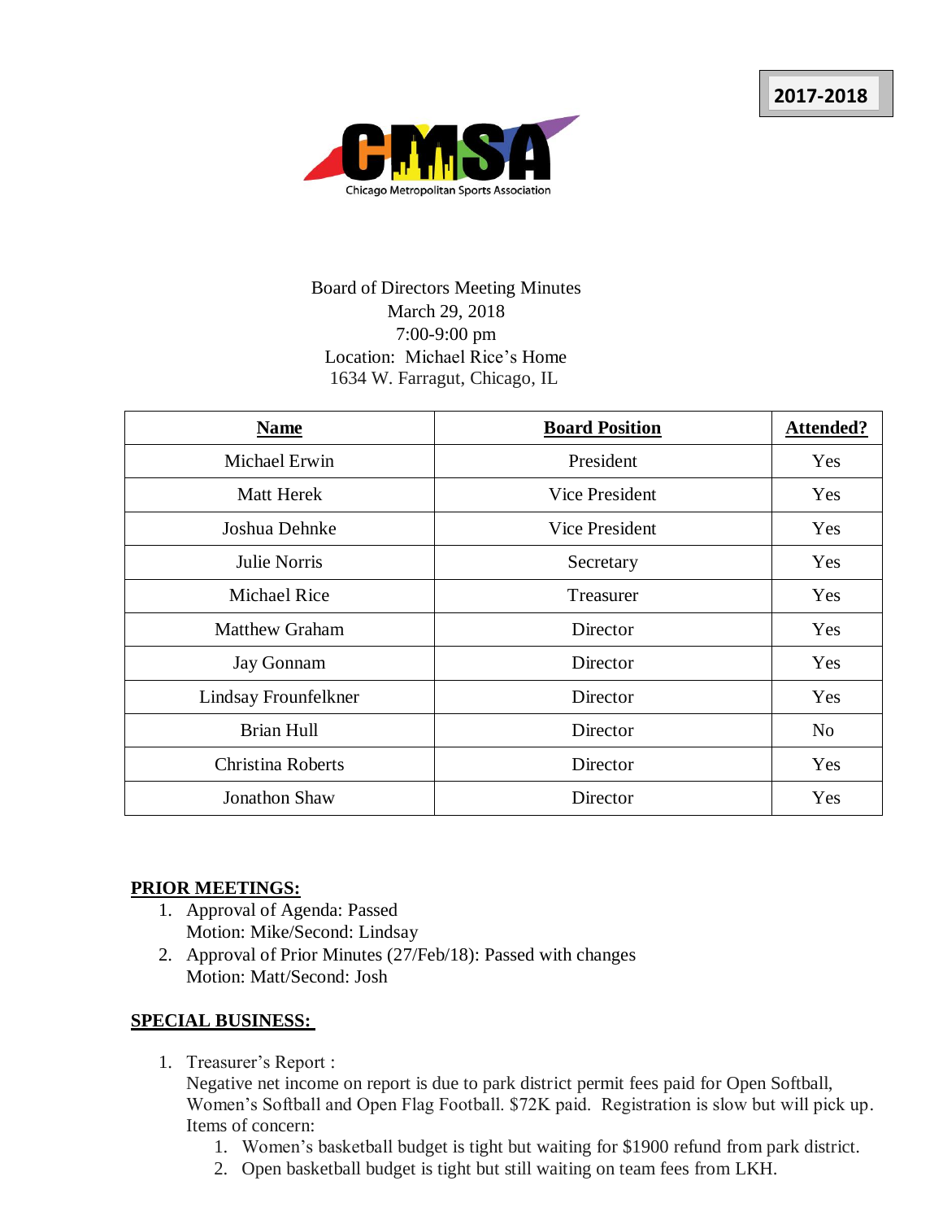2017-2018

CMSA

Chicago Metropolitan Sports Association

Board of Directors Meeting Minutes
March 29, 2018
7:00-9:00 pm
Location: Michael Rice's Home
1634 W. Farragut, Chicago, IL

| **Name** | **Board Position** | **Attended?** |
|---|---|---|
| Michael Erwin | President | Yes |
| Matt Herek | Vice President | Yes |
| Joshua Dehnke | Vice President | Yes |
| Julie Norris | Secretary | Yes |
| Michael Rice | Treasurer | Yes |
| Matthew Graham | Director | Yes |
| Jay Gonnam | Director | Yes |
| Lindsay Frounfelkner | Director | Yes |
| Brian Hull | Director | No |
| Christina Roberts | Director | Yes |
| Jonathon Shaw | Director | Yes |

## PRIOR MEETINGS:

1. Approval of Agenda: Passed
   Motion: Mike/Second: Lindsay
2. Approval of Prior Minutes (27/Feb/18): Passed with changes
   Motion: Matt/Second: Josh

## SPECIAL BUSINESS:

1. Treasurer's Report :
   Negative net income on report is due to park district permit fees paid for Open Softball, Women's Softball and Open Flag Football. $72K paid. Registration is slow but will pick up. Items of concern:
   1. Women's basketball budget is tight but waiting for $1900 refund from park district.
   2. Open basketball budget is tight but still waiting on team fees from LKH.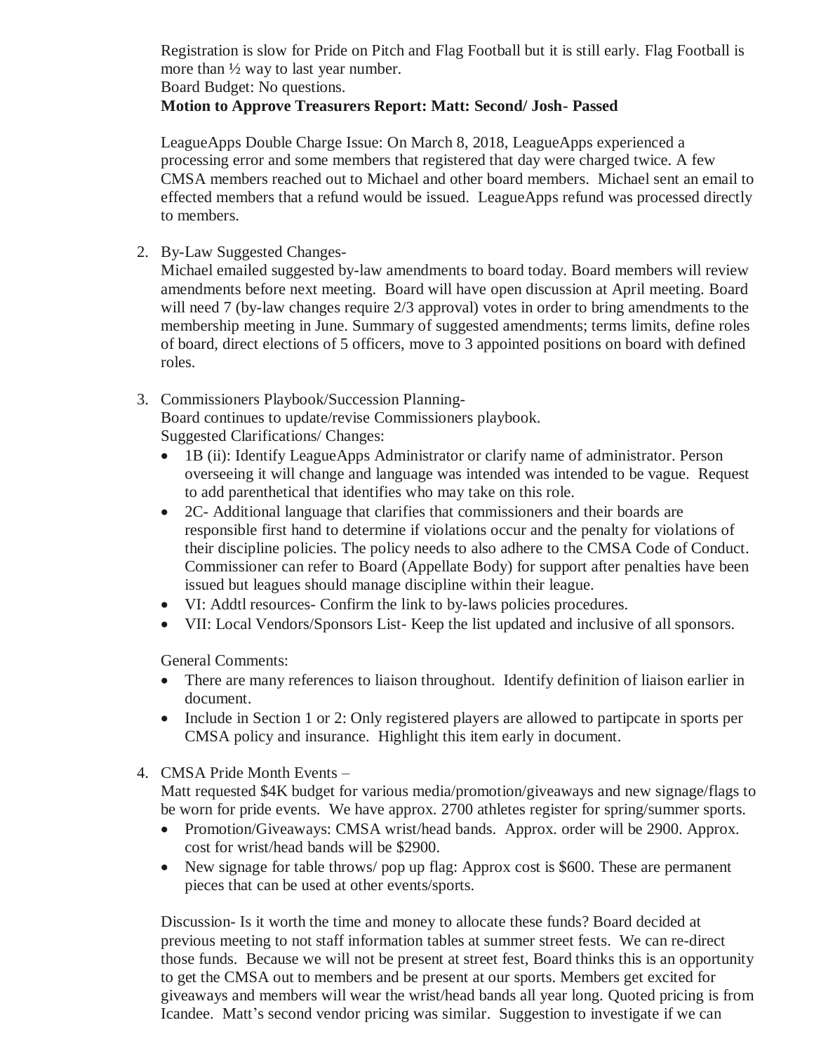Registration is slow for Pride on Pitch and Flag Football but it is still early. Flag Football is more than ½ way to last year number.
Board Budget: No questions.
**Motion to Approve Treasurers Report: Matt: Second/ Josh- Passed**

LeagueApps Double Charge Issue: On March 8, 2018, LeagueApps experienced a processing error and some members that registered that day were charged twice. A few CMSA members reached out to Michael and other board members. Michael sent an email to effected members that a refund would be issued. LeagueApps refund was processed directly to members.

2. By-Law Suggested Changes-
   Michael emailed suggested by-law amendments to board today. Board members will review amendments before next meeting. Board will have open discussion at April meeting. Board will need 7 (by-law changes require 2/3 approval) votes in order to bring amendments to the membership meeting in June. Summary of suggested amendments; terms limits, define roles of board, direct elections of 5 officers, move to 3 appointed positions on board with defined roles.

3. Commissioners Playbook/Succession Planning-
   Board continues to update/revise Commissioners playbook.
   Suggested Clarifications/ Changes:
   - 1B (ii): Identify LeagueApps Administrator or clarify name of administrator. Person overseeing it will change and language was intended was intended to be vague. Request to add parenthetical that identifies who may take on this role.
   - 2C- Additional language that clarifies that commissioners and their boards are responsible first hand to determine if violations occur and the penalty for violations of their discipline policies. The policy needs to also adhere to the CMSA Code of Conduct. Commissioner can refer to Board (Appellate Body) for support after penalties have been issued but leagues should manage discipline within their league.
   - VI: Addtl resources- Confirm the link to by-laws policies procedures.
   - VII: Local Vendors/Sponsors List- Keep the list updated and inclusive of all sponsors.

   General Comments:
   - There are many references to liaison throughout. Identify definition of liaison earlier in document.
   - Include in Section 1 or 2: Only registered players are allowed to partipcate in sports per CMSA policy and insurance. Highlight this item early in document.

4. CMSA Pride Month Events –
   Matt requested $4K budget for various media/promotion/giveaways and new signage/flags to be worn for pride events. We have approx. 2700 athletes register for spring/summer sports.
   - Promotion/Giveaways: CMSA wrist/head bands. Approx. order will be 2900. Approx. cost for wrist/head bands will be $2900.
   - New signage for table throws/ pop up flag: Approx cost is $600. These are permanent pieces that can be used at other events/sports.

   Discussion- Is it worth the time and money to allocate these funds? Board decided at previous meeting to not staff information tables at summer street fests. We can re-direct those funds. Because we will not be present at street fest, Board thinks this is an opportunity to get the CMSA out to members and be present at our sports. Members get excited for giveaways and members will wear the wrist/head bands all year long. Quoted pricing is from Icandee. Matt's second vendor pricing was similar. Suggestion to investigate if we can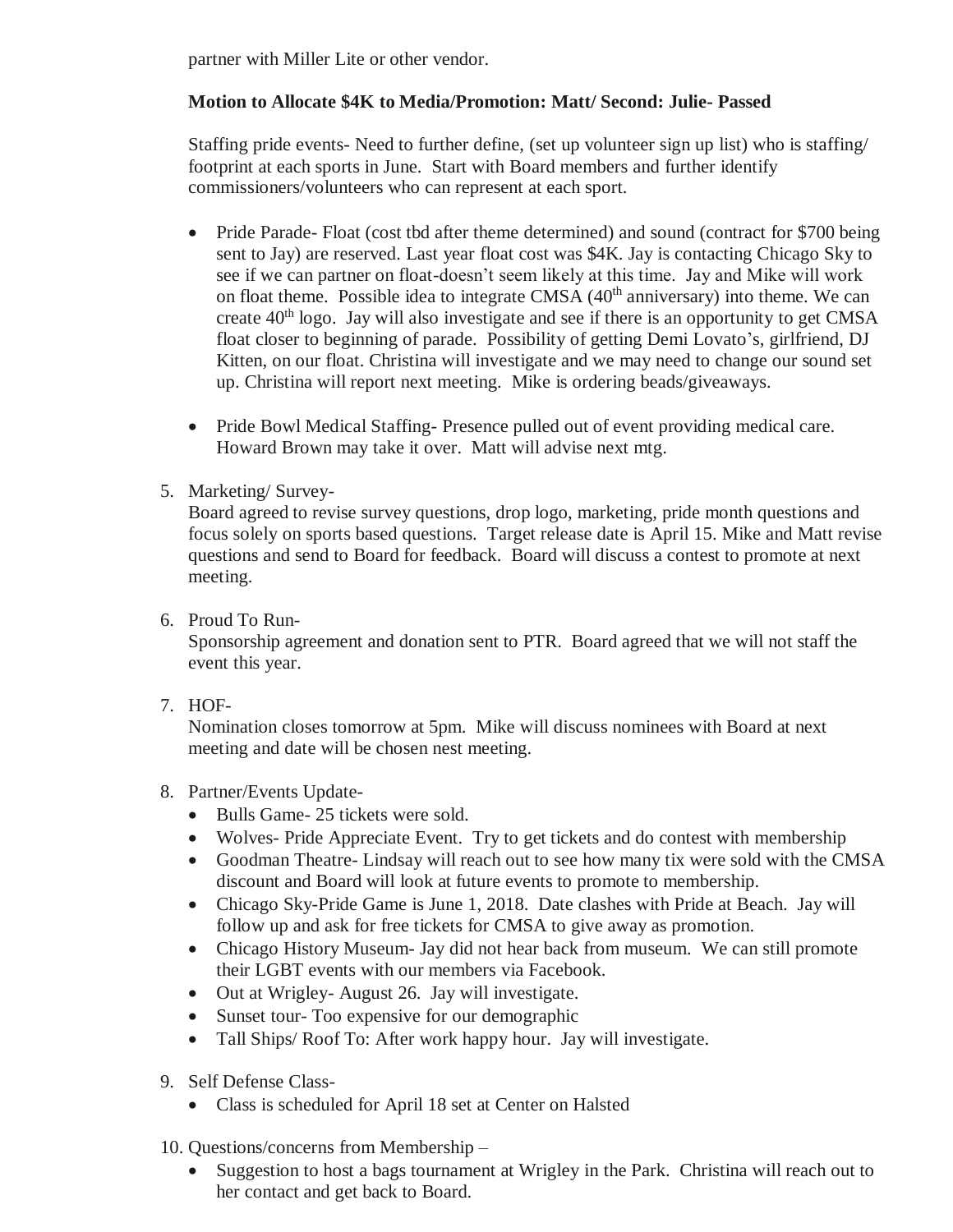partner with Miller Lite or other vendor.

**Motion to Allocate $4K to Media/Promotion: Matt/ Second: Julie- Passed**

Staffing pride events- Need to further define, (set up volunteer sign up list) who is staffing/ footprint at each sports in June. Start with Board members and further identify commissioners/volunteers who can represent at each sport.

- Pride Parade- Float (cost tbd after theme determined) and sound (contract for $700 being sent to Jay) are reserved. Last year float cost was $4K. Jay is contacting Chicago Sky to see if we can partner on float-doesn't seem likely at this time. Jay and Mike will work on float theme. Possible idea to integrate CMSA (40th anniversary) into theme. We can create 40th logo. Jay will also investigate and see if there is an opportunity to get CMSA float closer to beginning of parade. Possibility of getting Demi Lovato's, girlfriend, DJ Kitten, on our float. Christina will investigate and we may need to change our sound set up. Christina will report next meeting. Mike is ordering beads/giveaways.

- Pride Bowl Medical Staffing- Presence pulled out of event providing medical care. Howard Brown may take it over. Matt will advise next mtg.

5. Marketing/ Survey-
   Board agreed to revise survey questions, drop logo, marketing, pride month questions and focus solely on sports based questions. Target release date is April 15. Mike and Matt revise questions and send to Board for feedback. Board will discuss a contest to promote at next meeting.

6. Proud To Run-
   Sponsorship agreement and donation sent to PTR. Board agreed that we will not staff the event this year.

7. HOF-
   Nomination closes tomorrow at 5pm. Mike will discuss nominees with Board at next meeting and date will be chosen nest meeting.

8. Partner/Events Update-
   - Bulls Game- 25 tickets were sold.
   - Wolves- Pride Appreciate Event. Try to get tickets and do contest with membership
   - Goodman Theatre- Lindsay will reach out to see how many tix were sold with the CMSA discount and Board will look at future events to promote to membership.
   - Chicago Sky-Pride Game is June 1, 2018. Date clashes with Pride at Beach. Jay will follow up and ask for free tickets for CMSA to give away as promotion.
   - Chicago History Museum- Jay did not hear back from museum. We can still promote their LGBT events with our members via Facebook.
   - Out at Wrigley- August 26. Jay will investigate.
   - Sunset tour- Too expensive for our demographic
   - Tall Ships/ Roof To: After work happy hour. Jay will investigate.

9. Self Defense Class-
   - Class is scheduled for April 18 set at Center on Halsted

10. Questions/concerns from Membership –
    - Suggestion to host a bags tournament at Wrigley in the Park. Christina will reach out to her contact and get back to Board.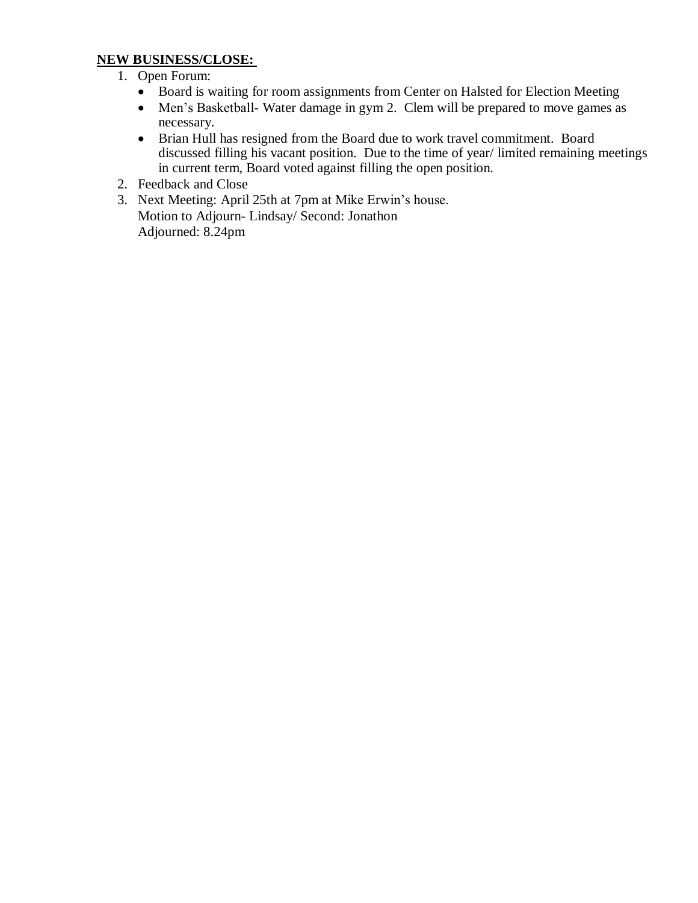**NEW BUSINESS/CLOSE:**

1. Open Forum:
   - Board is waiting for room assignments from Center on Halsted for Election Meeting
   - Men's Basketball- Water damage in gym 2. Clem will be prepared to move games as necessary.
   - Brian Hull has resigned from the Board due to work travel commitment. Board discussed filling his vacant position. Due to the time of year/ limited remaining meetings in current term, Board voted against filling the open position.
2. Feedback and Close
3. Next Meeting: April 25th at 7pm at Mike Erwin's house.
   Motion to Adjourn- Lindsay/ Second: Jonathon
   Adjourned: 8.24pm